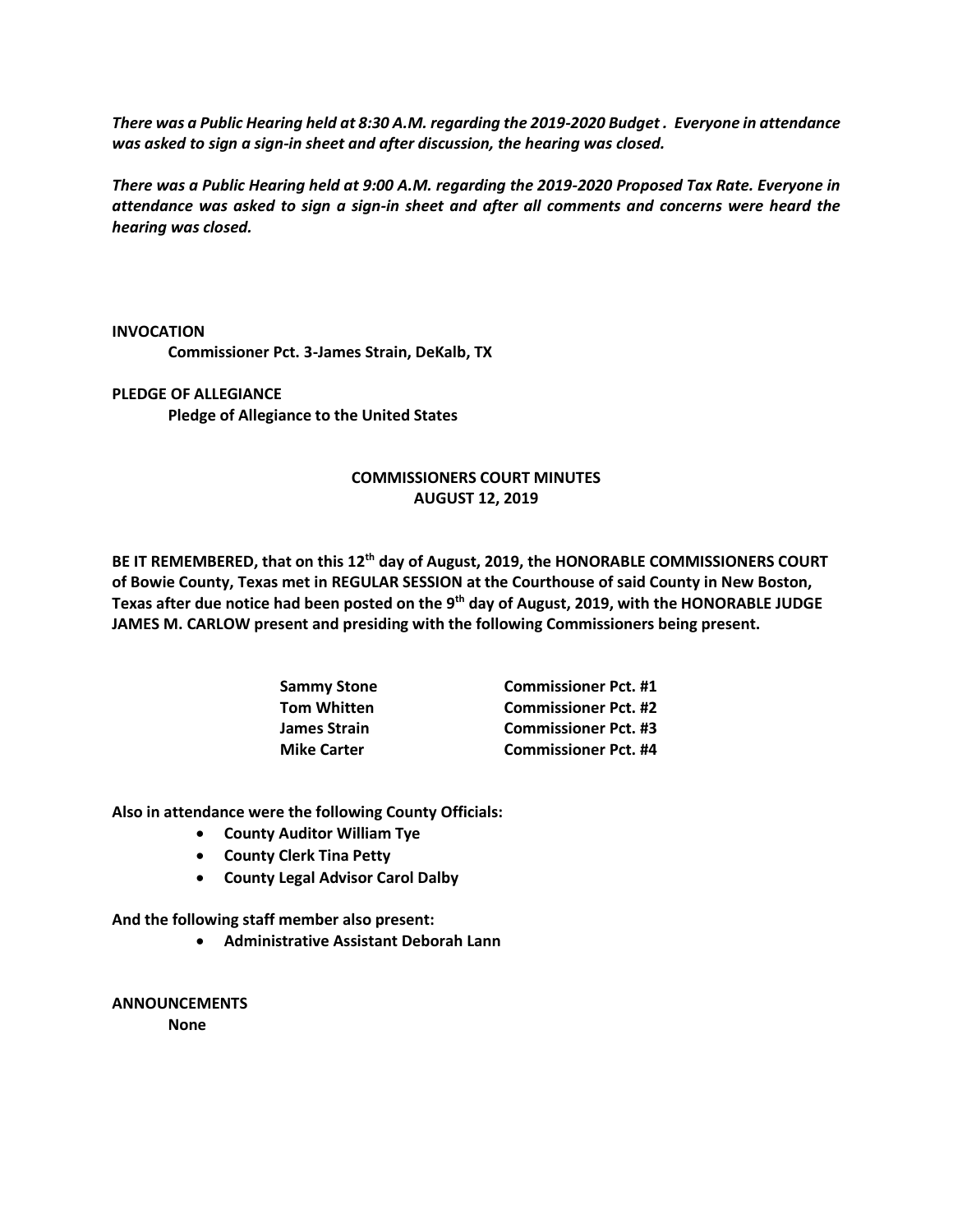***There was a Public Hearing held at 8:30 A.M. regarding the 2019-2020 Budget . Everyone in attendance was asked to sign a sign-in sheet and after discussion, the hearing was closed.***

***There was a Public Hearing held at 9:00 A.M. regarding the 2019-2020 Proposed Tax Rate. Everyone in attendance was asked to sign a sign-in sheet and after all comments and concerns were heard the hearing was closed.***

**INVOCATION**

**Commissioner Pct. 3-James Strain, DeKalb, TX**

**PLEDGE OF ALLEGIANCE**

**Pledge of Allegiance to the United States**

## COMMISSIONERS COURT MINUTES
## AUGUST 12, 2019

**BE IT REMEMBERED, that on this 12th day of August, 2019, the HONORABLE COMMISSIONERS COURT of Bowie County, Texas met in REGULAR SESSION at the Courthouse of said County in New Boston, Texas after due notice had been posted on the 9th day of August, 2019, with the HONORABLE JUDGE JAMES M. CARLOW present and presiding with the following Commissioners being present.**

| | |
|---|---|
| **Sammy Stone** | **Commissioner Pct. #1** |
| **Tom Whitten** | **Commissioner Pct. #2** |
| **James Strain** | **Commissioner Pct. #3** |
| **Mike Carter** | **Commissioner Pct. #4** |

**Also in attendance were the following County Officials:**

- **County Auditor William Tye**
- **County Clerk Tina Petty**
- **County Legal Advisor Carol Dalby**

**And the following staff member also present:**

- **Administrative Assistant Deborah Lann**

**ANNOUNCEMENTS**

**None**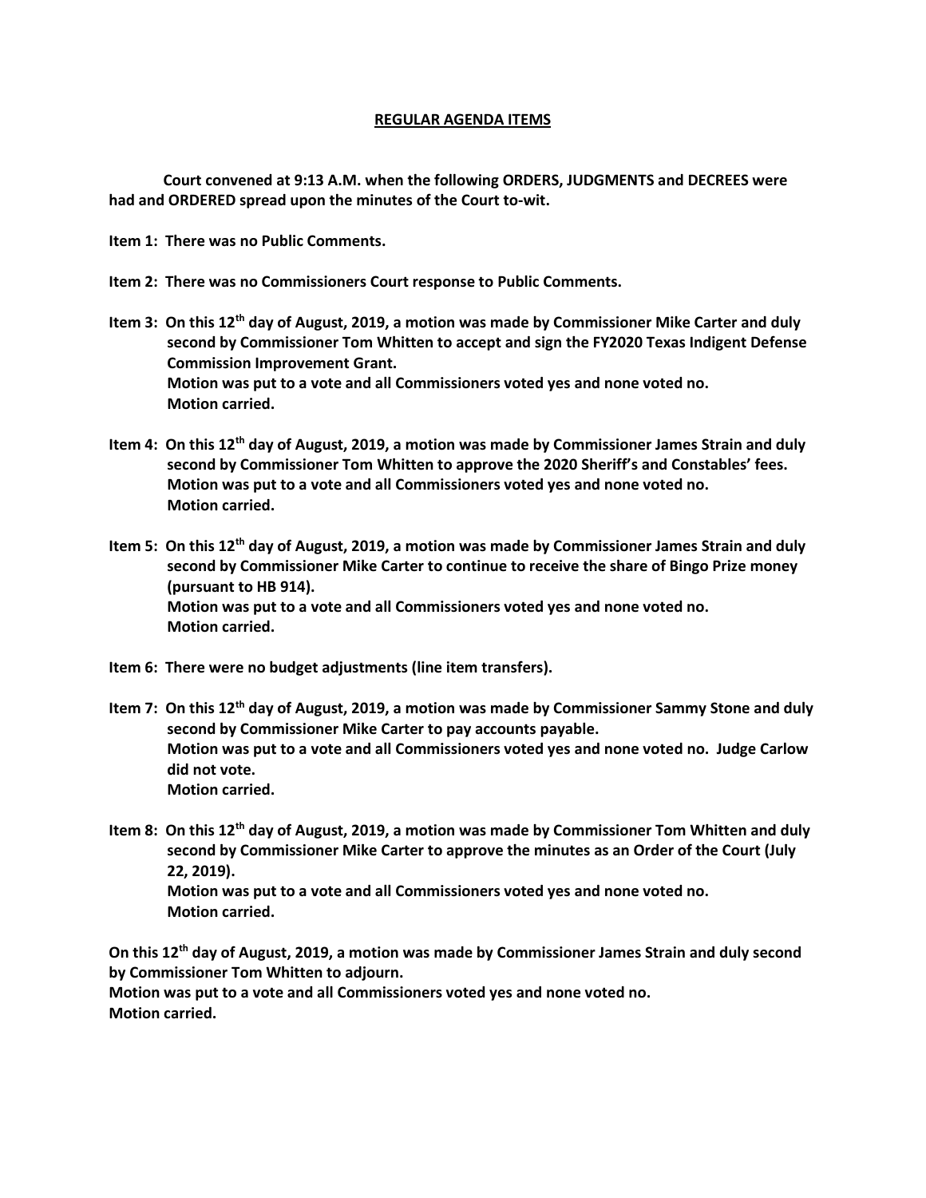## REGULAR AGENDA ITEMS

**Court convened at 9:13 A.M. when the following ORDERS, JUDGMENTS and DECREES were had and ORDERED spread upon the minutes of the Court to-wit.**

**Item 1: There was no Public Comments.**

**Item 2: There was no Commissioners Court response to Public Comments.**

**Item 3: On this 12th day of August, 2019, a motion was made by Commissioner Mike Carter and duly second by Commissioner Tom Whitten to accept and sign the FY2020 Texas Indigent Defense Commission Improvement Grant.**
**Motion was put to a vote and all Commissioners voted yes and none voted no.**
**Motion carried.**

**Item 4: On this 12th day of August, 2019, a motion was made by Commissioner James Strain and duly second by Commissioner Tom Whitten to approve the 2020 Sheriff's and Constables' fees.**
**Motion was put to a vote and all Commissioners voted yes and none voted no.**
**Motion carried.**

**Item 5: On this 12th day of August, 2019, a motion was made by Commissioner James Strain and duly second by Commissioner Mike Carter to continue to receive the share of Bingo Prize money (pursuant to HB 914).**
**Motion was put to a vote and all Commissioners voted yes and none voted no.**
**Motion carried.**

**Item 6: There were no budget adjustments (line item transfers).**

**Item 7: On this 12th day of August, 2019, a motion was made by Commissioner Sammy Stone and duly second by Commissioner Mike Carter to pay accounts payable.**
**Motion was put to a vote and all Commissioners voted yes and none voted no. Judge Carlow did not vote.**
**Motion carried.**

**Item 8: On this 12th day of August, 2019, a motion was made by Commissioner Tom Whitten and duly second by Commissioner Mike Carter to approve the minutes as an Order of the Court (July 22, 2019).**
**Motion was put to a vote and all Commissioners voted yes and none voted no.**
**Motion carried.**

**On this 12th day of August, 2019, a motion was made by Commissioner James Strain and duly second by Commissioner Tom Whitten to adjourn.**
**Motion was put to a vote and all Commissioners voted yes and none voted no.**
**Motion carried.**